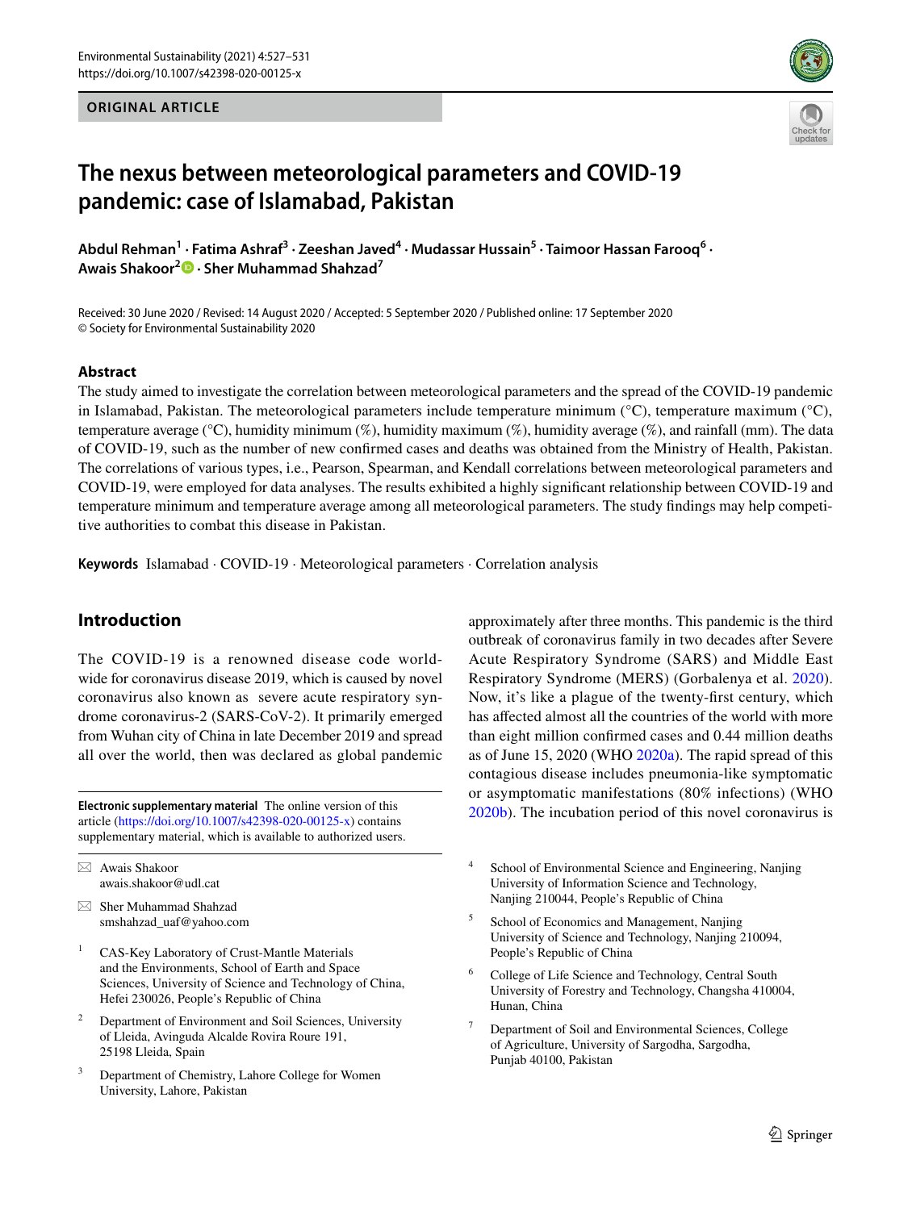ORIGINAL ARTICLE

# The nexus between meteorological parameters and COVID-19 pandemic: case of Islamabad, Pakistan

**Abdul Rehman[1] · Fatima Ashraf[3] · Zeeshan Javed[4] · Mudassar Hussain[5] · Taimoor Hassan Farooq[6] · Awais Shakoor[2] · Sher Muhammad Shahzad[7]**

Received: 30 June 2020 / Revised: 14 August 2020 / Accepted: 5 September 2020 / Published online: 17 September 2020
© Society for Environmental Sustainability 2020

## Abstract

The study aimed to investigate the correlation between meteorological parameters and the spread of the COVID-19 pandemic in Islamabad, Pakistan. The meteorological parameters include temperature minimum (°C), temperature maximum (°C), temperature average (°C), humidity minimum (%), humidity maximum (%), humidity average (%), and rainfall (mm). The data of COVID-19, such as the number of new confirmed cases and deaths was obtained from the Ministry of Health, Pakistan. The correlations of various types, i.e., Pearson, Spearman, and Kendall correlations between meteorological parameters and COVID-19, were employed for data analyses. The results exhibited a highly significant relationship between COVID-19 and temperature minimum and temperature average among all meteorological parameters. The study findings may help competitive authorities to combat this disease in Pakistan.

**Keywords** Islamabad · COVID-19 · Meteorological parameters · Correlation analysis

## Introduction

The COVID-19 is a renowned disease code worldwide for coronavirus disease 2019, which is caused by novel coronavirus also known as severe acute respiratory syndrome coronavirus-2 (SARS-CoV-2). It primarily emerged from Wuhan city of China in late December 2019 and spread all over the world, then was declared as global pandemic approximately after three months. This pandemic is the third outbreak of coronavirus family in two decades after Severe Acute Respiratory Syndrome (SARS) and Middle East Respiratory Syndrome (MERS) (Gorbalenya et al. 2020). Now, it's like a plague of the twenty-first century, which has affected almost all the countries of the world with more than eight million confirmed cases and 0.44 million deaths as of June 15, 2020 (WHO 2020a). The rapid spread of this contagious disease includes pneumonia-like symptomatic or asymptomatic manifestations (80% infections) (WHO 2020b). The incubation period of this novel coronavirus is

**Electronic supplementary material** The online version of this article (https://doi.org/10.1007/s42398-020-00125-x) contains supplementary material, which is available to authorized users.

✉ Awais Shakoor
awais.shakoor@udl.cat

✉ Sher Muhammad Shahzad
smshahzad_uaf@yahoo.com

[1] CAS-Key Laboratory of Crust-Mantle Materials and the Environments, School of Earth and Space Sciences, University of Science and Technology of China, Hefei 230026, People's Republic of China

[2] Department of Environment and Soil Sciences, University of Lleida, Avinguda Alcalde Rovira Roure 191, 25198 Lleida, Spain

[3] Department of Chemistry, Lahore College for Women University, Lahore, Pakistan

[4] School of Environmental Science and Engineering, Nanjing University of Information Science and Technology, Nanjing 210044, People's Republic of China

[5] School of Economics and Management, Nanjing University of Science and Technology, Nanjing 210094, People's Republic of China

[6] College of Life Science and Technology, Central South University of Forestry and Technology, Changsha 410004, Hunan, China

[7] Department of Soil and Environmental Sciences, College of Agriculture, University of Sargodha, Sargodha, Punjab 40100, Pakistan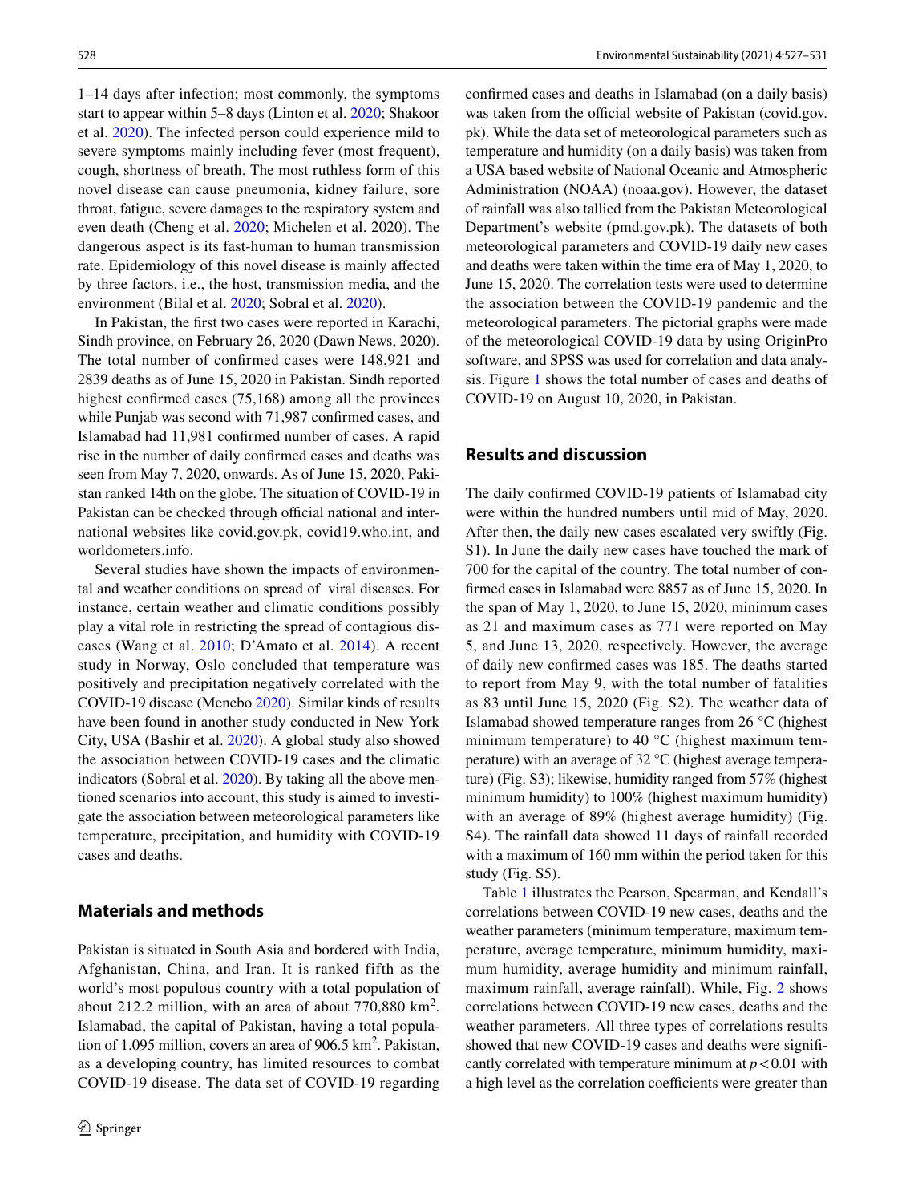1–14 days after infection; most commonly, the symptoms start to appear within 5–8 days (Linton et al. 2020; Shakoor et al. 2020). The infected person could experience mild to severe symptoms mainly including fever (most frequent), cough, shortness of breath. The most ruthless form of this novel disease can cause pneumonia, kidney failure, sore throat, fatigue, severe damages to the respiratory system and even death (Cheng et al. 2020; Michelen et al. 2020). The dangerous aspect is its fast-human to human transmission rate. Epidemiology of this novel disease is mainly affected by three factors, i.e., the host, transmission media, and the environment (Bilal et al. 2020; Sobral et al. 2020).

In Pakistan, the first two cases were reported in Karachi, Sindh province, on February 26, 2020 (Dawn News, 2020). The total number of confirmed cases were 148,921 and 2839 deaths as of June 15, 2020 in Pakistan. Sindh reported highest confirmed cases (75,168) among all the provinces while Punjab was second with 71,987 confirmed cases, and Islamabad had 11,981 confirmed number of cases. A rapid rise in the number of daily confirmed cases and deaths was seen from May 7, 2020, onwards. As of June 15, 2020, Pakistan ranked 14th on the globe. The situation of COVID-19 in Pakistan can be checked through official national and international websites like covid.gov.pk, covid19.who.int, and worldometers.info.

Several studies have shown the impacts of environmental and weather conditions on spread of viral diseases. For instance, certain weather and climatic conditions possibly play a vital role in restricting the spread of contagious diseases (Wang et al. 2010; D'Amato et al. 2014). A recent study in Norway, Oslo concluded that temperature was positively and precipitation negatively correlated with the COVID-19 disease (Menebo 2020). Similar kinds of results have been found in another study conducted in New York City, USA (Bashir et al. 2020). A global study also showed the association between COVID-19 cases and the climatic indicators (Sobral et al. 2020). By taking all the above mentioned scenarios into account, this study is aimed to investigate the association between meteorological parameters like temperature, precipitation, and humidity with COVID-19 cases and deaths.

## Materials and methods

Pakistan is situated in South Asia and bordered with India, Afghanistan, China, and Iran. It is ranked fifth as the world's most populous country with a total population of about 212.2 million, with an area of about 770,880 km$^2$. Islamabad, the capital of Pakistan, having a total population of 1.095 million, covers an area of 906.5 km$^2$. Pakistan, as a developing country, has limited resources to combat COVID-19 disease. The data set of COVID-19 regarding confirmed cases and deaths in Islamabad (on a daily basis) was taken from the official website of Pakistan (covid.gov.pk). While the data set of meteorological parameters such as temperature and humidity (on a daily basis) was taken from a USA based website of National Oceanic and Atmospheric Administration (NOAA) (noaa.gov). However, the dataset of rainfall was also tallied from the Pakistan Meteorological Department's website (pmd.gov.pk). The datasets of both meteorological parameters and COVID-19 daily new cases and deaths were taken within the time era of May 1, 2020, to June 15, 2020. The correlation tests were used to determine the association between the COVID-19 pandemic and the meteorological parameters. The pictorial graphs were made of the meteorological COVID-19 data by using OriginPro software, and SPSS was used for correlation and data analysis. Figure 1 shows the total number of cases and deaths of COVID-19 on August 10, 2020, in Pakistan.

## Results and discussion

The daily confirmed COVID-19 patients of Islamabad city were within the hundred numbers until mid of May, 2020. After then, the daily new cases escalated very swiftly (Fig. S1). In June the daily new cases have touched the mark of 700 for the capital of the country. The total number of confirmed cases in Islamabad were 8857 as of June 15, 2020. In the span of May 1, 2020, to June 15, 2020, minimum cases as 21 and maximum cases as 771 were reported on May 5, and June 13, 2020, respectively. However, the average of daily new confirmed cases was 185. The deaths started to report from May 9, with the total number of fatalities as 83 until June 15, 2020 (Fig. S2). The weather data of Islamabad showed temperature ranges from 26 °C (highest minimum temperature) to 40 °C (highest maximum temperature) with an average of 32 °C (highest average temperature) (Fig. S3); likewise, humidity ranged from 57% (highest minimum humidity) to 100% (highest maximum humidity) with an average of 89% (highest average humidity) (Fig. S4). The rainfall data showed 11 days of rainfall recorded with a maximum of 160 mm within the period taken for this study (Fig. S5).

Table 1 illustrates the Pearson, Spearman, and Kendall's correlations between COVID-19 new cases, deaths and the weather parameters (minimum temperature, maximum temperature, average temperature, minimum humidity, maximum humidity, average humidity and minimum rainfall, maximum rainfall, average rainfall). While, Fig. 2 shows correlations between COVID-19 new cases, deaths and the weather parameters. All three types of correlations results showed that new COVID-19 cases and deaths were significantly correlated with temperature minimum at $p < 0.01$ with a high level as the correlation coefficients were greater than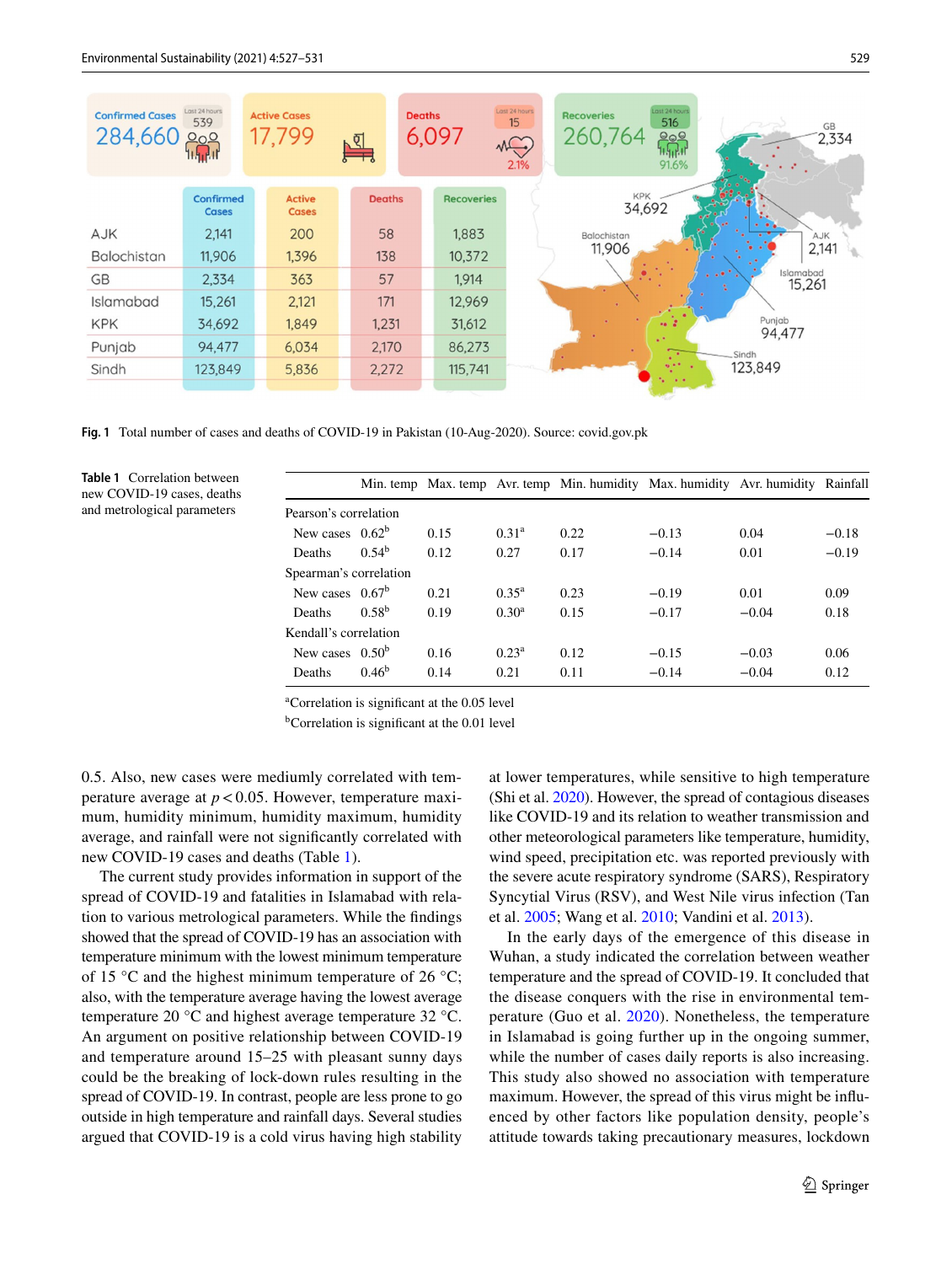**Fig. 1** Total number of cases and deaths of COVID-19 in Pakistan (10-Aug-2020). Source: covid.gov.pk

**Table 1** Correlation between new COVID-19 cases, deaths and metrological parameters

| | Min. temp | Max. temp | Avr. temp | Min. humidity | Max. humidity | Avr. humidity | Rainfall |
|---|---|---|---|---|---|---|---|
| Pearson's correlation | | | | | | | |
| New cases | 0.62[b] | 0.15 | 0.31[a] | 0.22 | −0.13 | 0.04 | −0.18 |
| Deaths | 0.54[b] | 0.12 | 0.27 | 0.17 | −0.14 | 0.01 | −0.19 |
| Spearman's correlation | | | | | | | |
| New cases | 0.67[b] | 0.21 | 0.35[a] | 0.23 | −0.19 | 0.01 | 0.09 |
| Deaths | 0.58[b] | 0.19 | 0.30[a] | 0.15 | −0.17 | −0.04 | 0.18 |
| Kendall's correlation | | | | | | | |
| New cases | 0.50[b] | 0.16 | 0.23[a] | 0.12 | −0.15 | −0.03 | 0.06 |
| Deaths | 0.46[b] | 0.14 | 0.21 | 0.11 | −0.14 | −0.04 | 0.12 |

[a]Correlation is significant at the 0.05 level

[b]Correlation is significant at the 0.01 level

0.5. Also, new cases were mediumly correlated with temperature average at $p < 0.05$. However, temperature maximum, humidity minimum, humidity maximum, humidity average, and rainfall were not significantly correlated with new COVID-19 cases and deaths (Table 1).

The current study provides information in support of the spread of COVID-19 and fatalities in Islamabad with relation to various metrological parameters. While the findings showed that the spread of COVID-19 has an association with temperature minimum with the lowest minimum temperature of 15 °C and the highest minimum temperature of 26 °C; also, with the temperature average having the lowest average temperature 20 °C and highest average temperature 32 °C. An argument on positive relationship between COVID-19 and temperature around 15–25 with pleasant sunny days could be the breaking of lock-down rules resulting in the spread of COVID-19. In contrast, people are less prone to go outside in high temperature and rainfall days. Several studies argued that COVID-19 is a cold virus having high stability at lower temperatures, while sensitive to high temperature (Shi et al. 2020). However, the spread of contagious diseases like COVID-19 and its relation to weather transmission and other meteorological parameters like temperature, humidity, wind speed, precipitation etc. was reported previously with the severe acute respiratory syndrome (SARS), Respiratory Syncytial Virus (RSV), and West Nile virus infection (Tan et al. 2005; Wang et al. 2010; Vandini et al. 2013).

In the early days of the emergence of this disease in Wuhan, a study indicated the correlation between weather temperature and the spread of COVID-19. It concluded that the disease conquers with the rise in environmental temperature (Guo et al. 2020). Nonetheless, the temperature in Islamabad is going further up in the ongoing summer, while the number of cases daily reports is also increasing. This study also showed no association with temperature maximum. However, the spread of this virus might be influenced by other factors like population density, people's attitude towards taking precautionary measures, lockdown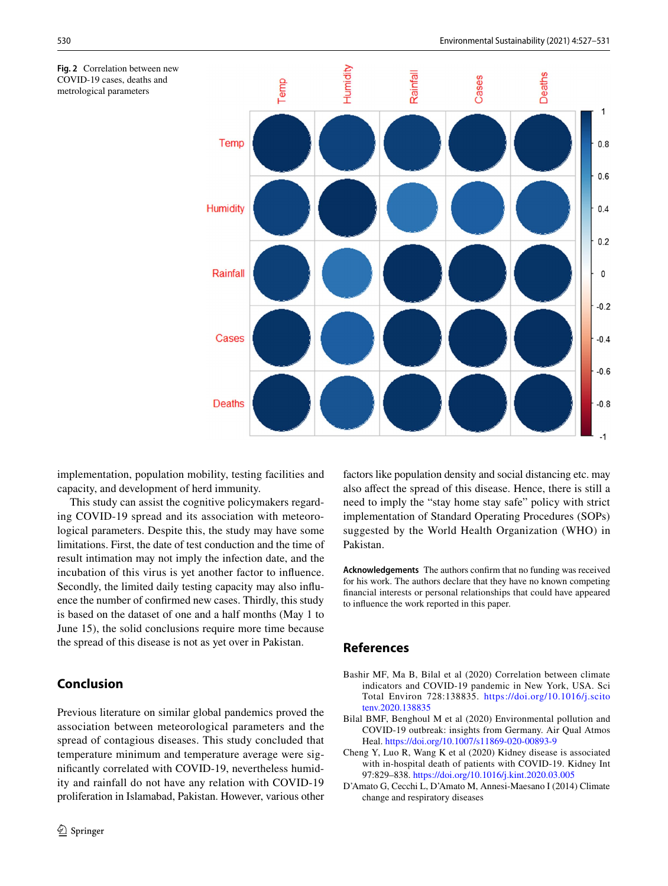**Fig. 2** Correlation between new COVID-19 cases, deaths and metrological parameters

implementation, population mobility, testing facilities and capacity, and development of herd immunity.

This study can assist the cognitive policymakers regarding COVID-19 spread and its association with meteorological parameters. Despite this, the study may have some limitations. First, the date of test conduction and the time of result intimation may not imply the infection date, and the incubation of this virus is yet another factor to influence. Secondly, the limited daily testing capacity may also influence the number of confirmed new cases. Thirdly, this study is based on the dataset of one and a half months (May 1 to June 15), the solid conclusions require more time because the spread of this disease is not as yet over in Pakistan.

## Conclusion

Previous literature on similar global pandemics proved the association between meteorological parameters and the spread of contagious diseases. This study concluded that temperature minimum and temperature average were significantly correlated with COVID-19, nevertheless humidity and rainfall do not have any relation with COVID-19 proliferation in Islamabad, Pakistan. However, various other factors like population density and social distancing etc. may also affect the spread of this disease. Hence, there is still a need to imply the "stay home stay safe" policy with strict implementation of Standard Operating Procedures (SOPs) suggested by the World Health Organization (WHO) in Pakistan.

**Acknowledgements** The authors confirm that no funding was received for his work. The authors declare that they have no known competing financial interests or personal relationships that could have appeared to influence the work reported in this paper.

## References

Bashir MF, Ma B, Bilal et al (2020) Correlation between climate indicators and COVID-19 pandemic in New York, USA. Sci Total Environ 728:138835. https://doi.org/10.1016/j.scitotenv.2020.138835

Bilal BMF, Benghoul M et al (2020) Environmental pollution and COVID-19 outbreak: insights from Germany. Air Qual Atmos Heal. https://doi.org/10.1007/s11869-020-00893-9

Cheng Y, Luo R, Wang K et al (2020) Kidney disease is associated with in-hospital death of patients with COVID-19. Kidney Int 97:829–838. https://doi.org/10.1016/j.kint.2020.03.005

D'Amato G, Cecchi L, D'Amato M, Annesi-Maesano I (2014) Climate change and respiratory diseases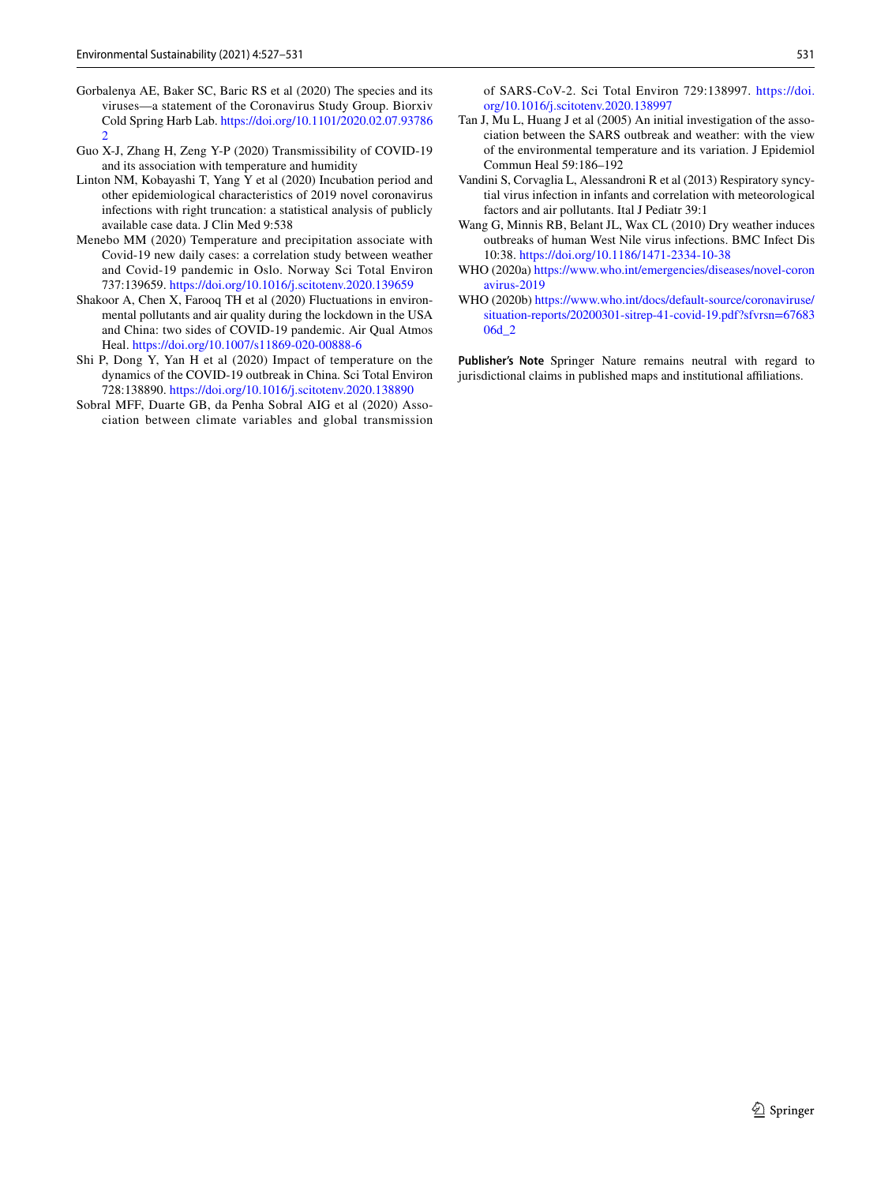- Gorbalenya AE, Baker SC, Baric RS et al (2020) The species and its viruses—a statement of the Coronavirus Study Group. Biorxiv Cold Spring Harb Lab. https://doi.org/10.1101/2020.02.07.937862
- Guo X-J, Zhang H, Zeng Y-P (2020) Transmissibility of COVID-19 and its association with temperature and humidity
- Linton NM, Kobayashi T, Yang Y et al (2020) Incubation period and other epidemiological characteristics of 2019 novel coronavirus infections with right truncation: a statistical analysis of publicly available case data. J Clin Med 9:538
- Menebo MM (2020) Temperature and precipitation associate with Covid-19 new daily cases: a correlation study between weather and Covid-19 pandemic in Oslo. Norway Sci Total Environ 737:139659. https://doi.org/10.1016/j.scitotenv.2020.139659
- Shakoor A, Chen X, Farooq TH et al (2020) Fluctuations in environmental pollutants and air quality during the lockdown in the USA and China: two sides of COVID-19 pandemic. Air Qual Atmos Heal. https://doi.org/10.1007/s11869-020-00888-6
- Shi P, Dong Y, Yan H et al (2020) Impact of temperature on the dynamics of the COVID-19 outbreak in China. Sci Total Environ 728:138890. https://doi.org/10.1016/j.scitotenv.2020.138890
- Sobral MFF, Duarte GB, da Penha Sobral AIG et al (2020) Association between climate variables and global transmission of SARS-CoV-2. Sci Total Environ 729:138997. https://doi.org/10.1016/j.scitotenv.2020.138997
- Tan J, Mu L, Huang J et al (2005) An initial investigation of the association between the SARS outbreak and weather: with the view of the environmental temperature and its variation. J Epidemiol Commun Heal 59:186–192
- Vandini S, Corvaglia L, Alessandroni R et al (2013) Respiratory syncytial virus infection in infants and correlation with meteorological factors and air pollutants. Ital J Pediatr 39:1
- Wang G, Minnis RB, Belant JL, Wax CL (2010) Dry weather induces outbreaks of human West Nile virus infections. BMC Infect Dis 10:38. https://doi.org/10.1186/1471-2334-10-38
- WHO (2020a) https://www.who.int/emergencies/diseases/novel-coronavirus-2019
- WHO (2020b) https://www.who.int/docs/default-source/coronaviruse/situation-reports/20200301-sitrep-41-covid-19.pdf?sfvrsn=6768306d_2

**Publisher's Note** Springer Nature remains neutral with regard to jurisdictional claims in published maps and institutional affiliations.